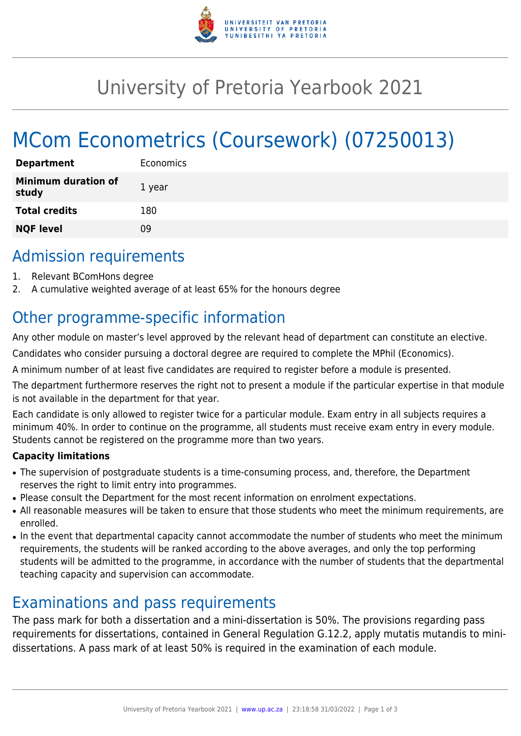# University of Pretoria Yearbook 2021

# MCom Econometrics (Coursework) (07250013)

| | |
|---|---|
| **Department** | Economics |
| **Minimum duration of study** | 1 year |
| **Total credits** | 180 |
| **NQF level** | 09 |

## Admission requirements

1. Relevant BComHons degree
2. A cumulative weighted average of at least 65% for the honours degree

## Other programme-specific information

Any other module on master's level approved by the relevant head of department can constitute an elective.

Candidates who consider pursuing a doctoral degree are required to complete the MPhil (Economics).

A minimum number of at least five candidates are required to register before a module is presented.

The department furthermore reserves the right not to present a module if the particular expertise in that module is not available in the department for that year.

Each candidate is only allowed to register twice for a particular module. Exam entry in all subjects requires a minimum 40%. In order to continue on the programme, all students must receive exam entry in every module. Students cannot be registered on the programme more than two years.

**Capacity limitations**

- The supervision of postgraduate students is a time-consuming process, and, therefore, the Department reserves the right to limit entry into programmes.
- Please consult the Department for the most recent information on enrolment expectations.
- All reasonable measures will be taken to ensure that those students who meet the minimum requirements, are enrolled.
- In the event that departmental capacity cannot accommodate the number of students who meet the minimum requirements, the students will be ranked according to the above averages, and only the top performing students will be admitted to the programme, in accordance with the number of students that the departmental teaching capacity and supervision can accommodate.

## Examinations and pass requirements

The pass mark for both a dissertation and a mini-dissertation is 50%. The provisions regarding pass requirements for dissertations, contained in General Regulation G.12.2, apply mutatis mutandis to mini-dissertations. A pass mark of at least 50% is required in the examination of each module.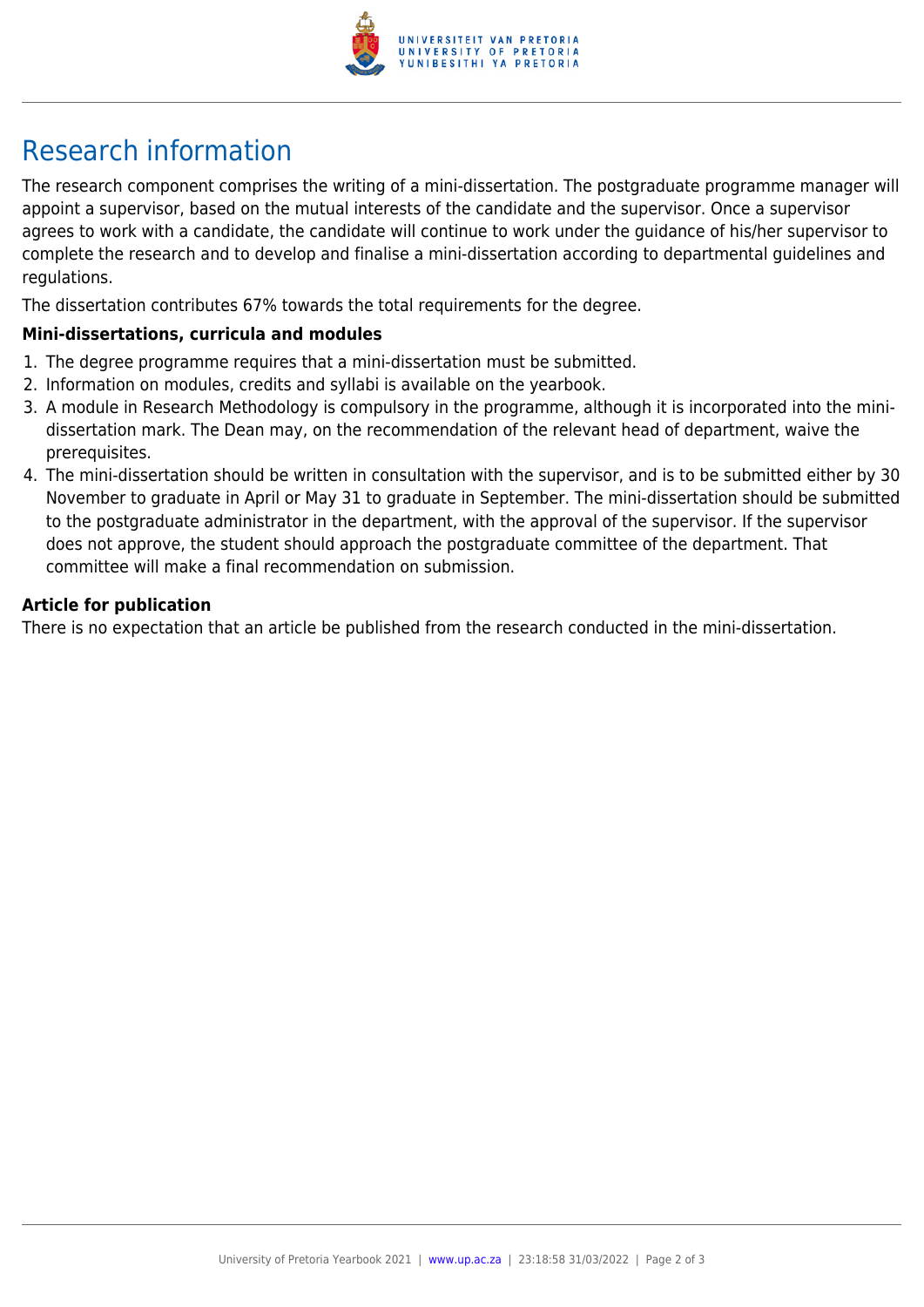# Research information

The research component comprises the writing of a mini-dissertation. The postgraduate programme manager will appoint a supervisor, based on the mutual interests of the candidate and the supervisor. Once a supervisor agrees to work with a candidate, the candidate will continue to work under the guidance of his/her supervisor to complete the research and to develop and finalise a mini-dissertation according to departmental guidelines and regulations.

The dissertation contributes 67% towards the total requirements for the degree.

**Mini-dissertations, curricula and modules**

1. The degree programme requires that a mini-dissertation must be submitted.
2. Information on modules, credits and syllabi is available on the yearbook.
3. A module in Research Methodology is compulsory in the programme, although it is incorporated into the mini-dissertation mark. The Dean may, on the recommendation of the relevant head of department, waive the prerequisites.
4. The mini-dissertation should be written in consultation with the supervisor, and is to be submitted either by 30 November to graduate in April or May 31 to graduate in September. The mini-dissertation should be submitted to the postgraduate administrator in the department, with the approval of the supervisor. If the supervisor does not approve, the student should approach the postgraduate committee of the department. That committee will make a final recommendation on submission.

**Article for publication**

There is no expectation that an article be published from the research conducted in the mini-dissertation.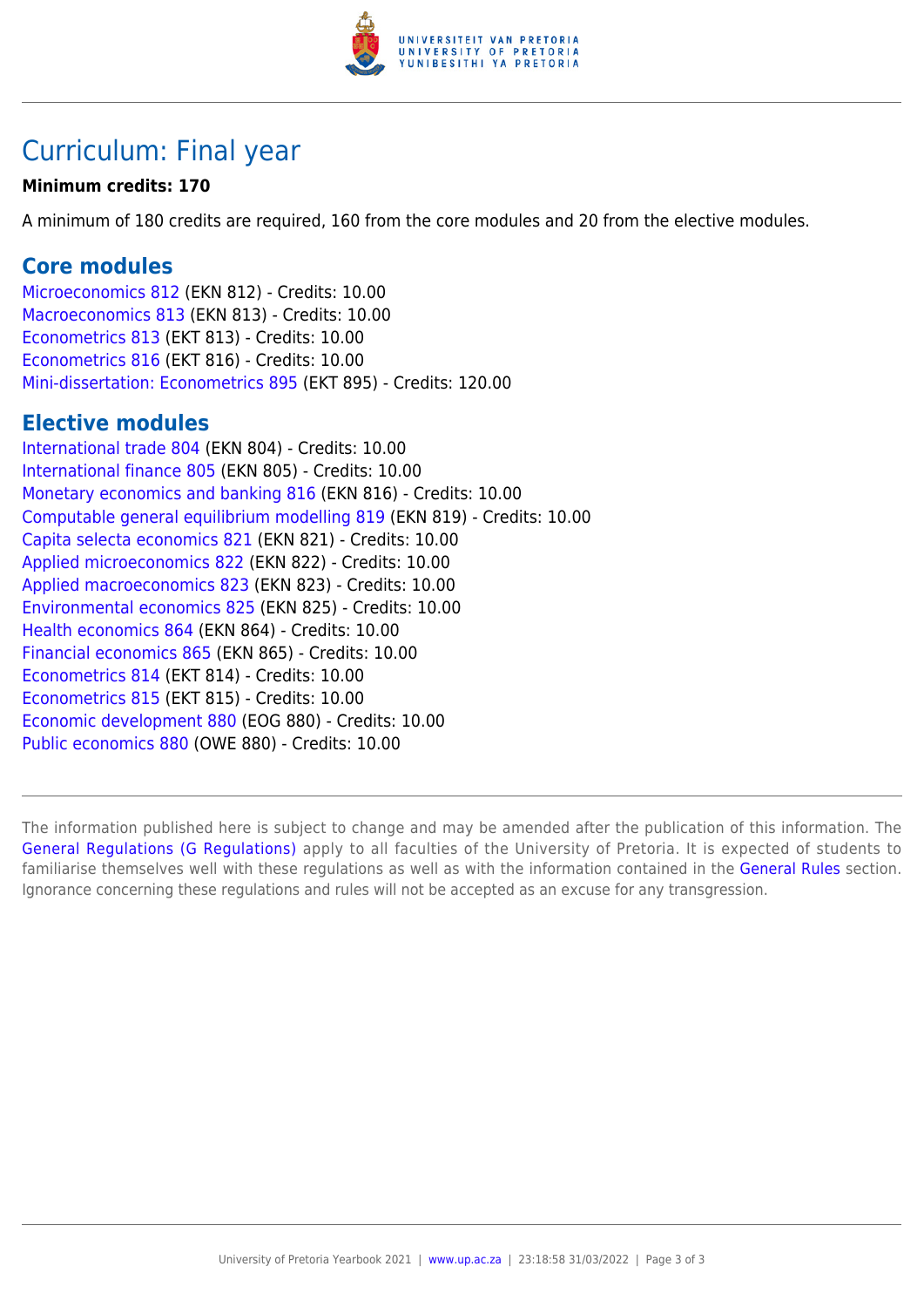# Curriculum: Final year

**Minimum credits: 170**

A minimum of 180 credits are required, 160 from the core modules and 20 from the elective modules.

## Core modules

Microeconomics 812 (EKN 812) - Credits: 10.00
Macroeconomics 813 (EKN 813) - Credits: 10.00
Econometrics 813 (EKT 813) - Credits: 10.00
Econometrics 816 (EKT 816) - Credits: 10.00
Mini-dissertation: Econometrics 895 (EKT 895) - Credits: 120.00

## Elective modules

International trade 804 (EKN 804) - Credits: 10.00
International finance 805 (EKN 805) - Credits: 10.00
Monetary economics and banking 816 (EKN 816) - Credits: 10.00
Computable general equilibrium modelling 819 (EKN 819) - Credits: 10.00
Capita selecta economics 821 (EKN 821) - Credits: 10.00
Applied microeconomics 822 (EKN 822) - Credits: 10.00
Applied macroeconomics 823 (EKN 823) - Credits: 10.00
Environmental economics 825 (EKN 825) - Credits: 10.00
Health economics 864 (EKN 864) - Credits: 10.00
Financial economics 865 (EKN 865) - Credits: 10.00
Econometrics 814 (EKT 814) - Credits: 10.00
Econometrics 815 (EKT 815) - Credits: 10.00
Economic development 880 (EOG 880) - Credits: 10.00
Public economics 880 (OWE 880) - Credits: 10.00

The information published here is subject to change and may be amended after the publication of this information. The General Regulations (G Regulations) apply to all faculties of the University of Pretoria. It is expected of students to familiarise themselves well with these regulations as well as with the information contained in the General Rules section. Ignorance concerning these regulations and rules will not be accepted as an excuse for any transgression.